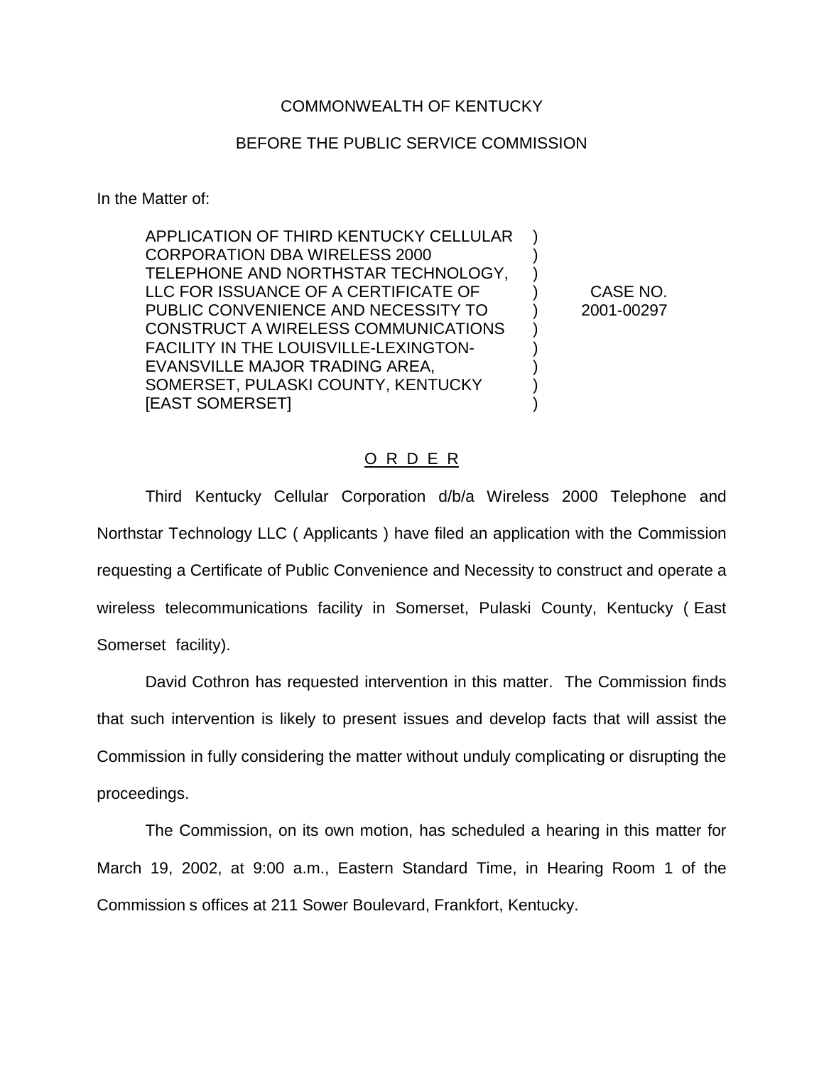COMMONWEALTH OF KENTUCKY

BEFORE THE PUBLIC SERVICE COMMISSION

In the Matter of:

| | | |
|---|---|---|
| APPLICATION OF THIRD KENTUCKY CELLULAR CORPORATION DBA WIRELESS 2000 TELEPHONE AND NORTHSTAR TECHNOLOGY, LLC FOR ISSUANCE OF A CERTIFICATE OF PUBLIC CONVENIENCE AND NECESSITY TO CONSTRUCT A WIRELESS COMMUNICATIONS FACILITY IN THE LOUISVILLE-LEXINGTON-EVANSVILLE MAJOR TRADING AREA, SOMERSET, PULASKI COUNTY, KENTUCKY [EAST SOMERSET] | ) | CASE NO. 2001-00297 |

O R D E R

Third Kentucky Cellular Corporation d/b/a Wireless 2000 Telephone and Northstar Technology LLC ( Applicants ) have filed an application with the Commission requesting a Certificate of Public Convenience and Necessity to construct and operate a wireless telecommunications facility in Somerset, Pulaski County, Kentucky ( East Somerset facility).

David Cothron has requested intervention in this matter. The Commission finds that such intervention is likely to present issues and develop facts that will assist the Commission in fully considering the matter without unduly complicating or disrupting the proceedings.

The Commission, on its own motion, has scheduled a hearing in this matter for March 19, 2002, at 9:00 a.m., Eastern Standard Time, in Hearing Room 1 of the Commission s offices at 211 Sower Boulevard, Frankfort, Kentucky.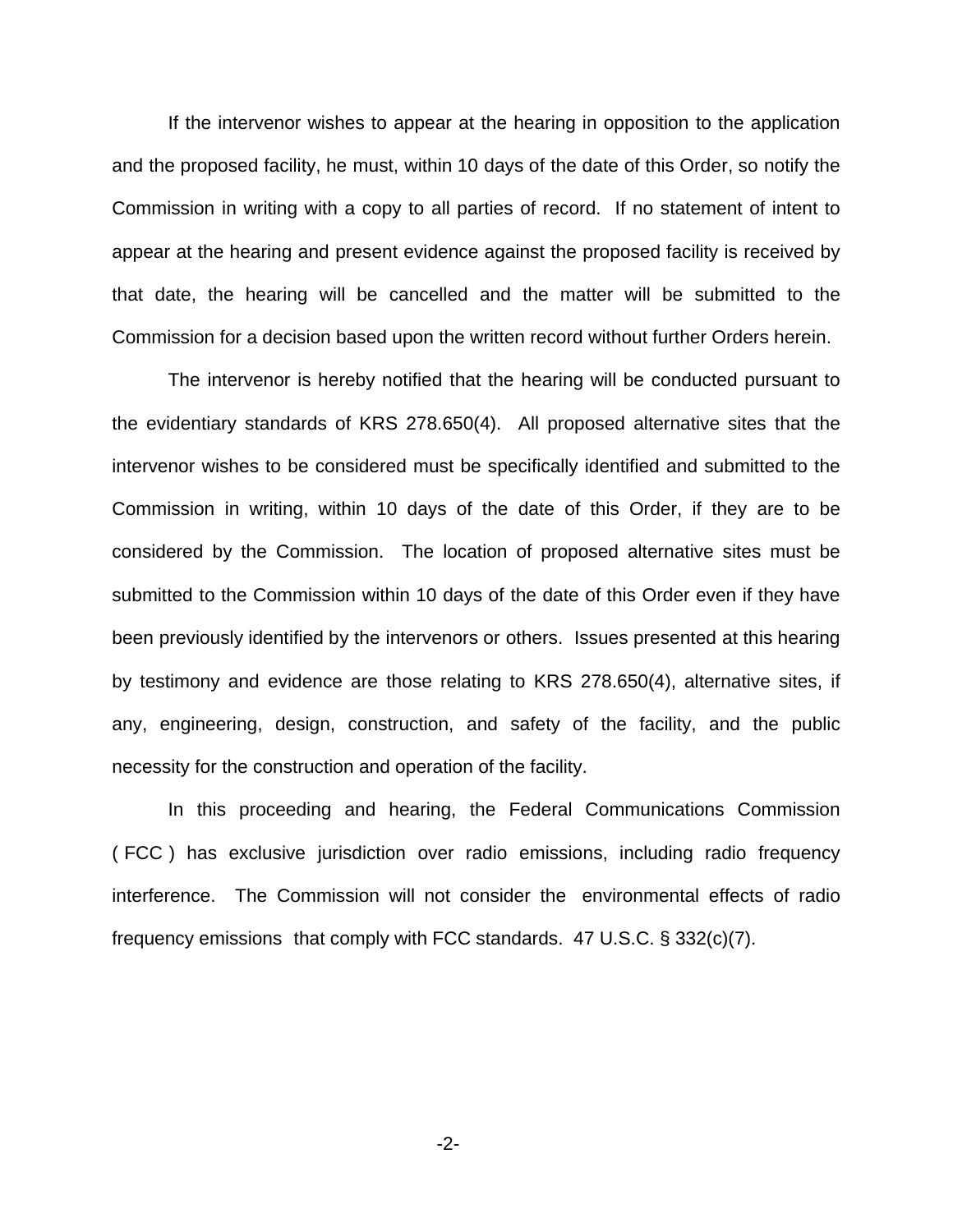If the intervenor wishes to appear at the hearing in opposition to the application and the proposed facility, he must, within 10 days of the date of this Order, so notify the Commission in writing with a copy to all parties of record. If no statement of intent to appear at the hearing and present evidence against the proposed facility is received by that date, the hearing will be cancelled and the matter will be submitted to the Commission for a decision based upon the written record without further Orders herein.

The intervenor is hereby notified that the hearing will be conducted pursuant to the evidentiary standards of KRS 278.650(4). All proposed alternative sites that the intervenor wishes to be considered must be specifically identified and submitted to the Commission in writing, within 10 days of the date of this Order, if they are to be considered by the Commission. The location of proposed alternative sites must be submitted to the Commission within 10 days of the date of this Order even if they have been previously identified by the intervenors or others. Issues presented at this hearing by testimony and evidence are those relating to KRS 278.650(4), alternative sites, if any, engineering, design, construction, and safety of the facility, and the public necessity for the construction and operation of the facility.

In this proceeding and hearing, the Federal Communications Commission ( FCC ) has exclusive jurisdiction over radio emissions, including radio frequency interference. The Commission will not consider the environmental effects of radio frequency emissions that comply with FCC standards. 47 U.S.C. § 332(c)(7).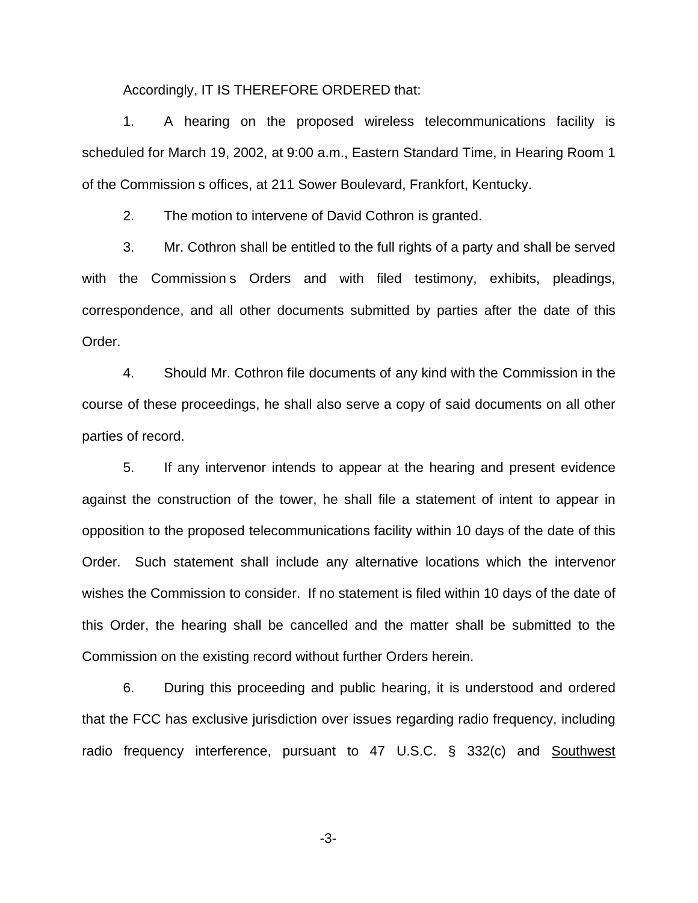Accordingly, IT IS THEREFORE ORDERED that:

1. A hearing on the proposed wireless telecommunications facility is scheduled for March 19, 2002, at 9:00 a.m., Eastern Standard Time, in Hearing Room 1 of the Commission s offices, at 211 Sower Boulevard, Frankfort, Kentucky.

2. The motion to intervene of David Cothron is granted.

3. Mr. Cothron shall be entitled to the full rights of a party and shall be served with the Commission s Orders and with filed testimony, exhibits, pleadings, correspondence, and all other documents submitted by parties after the date of this Order.

4. Should Mr. Cothron file documents of any kind with the Commission in the course of these proceedings, he shall also serve a copy of said documents on all other parties of record.

5. If any intervenor intends to appear at the hearing and present evidence against the construction of the tower, he shall file a statement of intent to appear in opposition to the proposed telecommunications facility within 10 days of the date of this Order. Such statement shall include any alternative locations which the intervenor wishes the Commission to consider. If no statement is filed within 10 days of the date of this Order, the hearing shall be cancelled and the matter shall be submitted to the Commission on the existing record without further Orders herein.

6. During this proceeding and public hearing, it is understood and ordered that the FCC has exclusive jurisdiction over issues regarding radio frequency, including radio frequency interference, pursuant to 47 U.S.C. § 332(c) and Southwest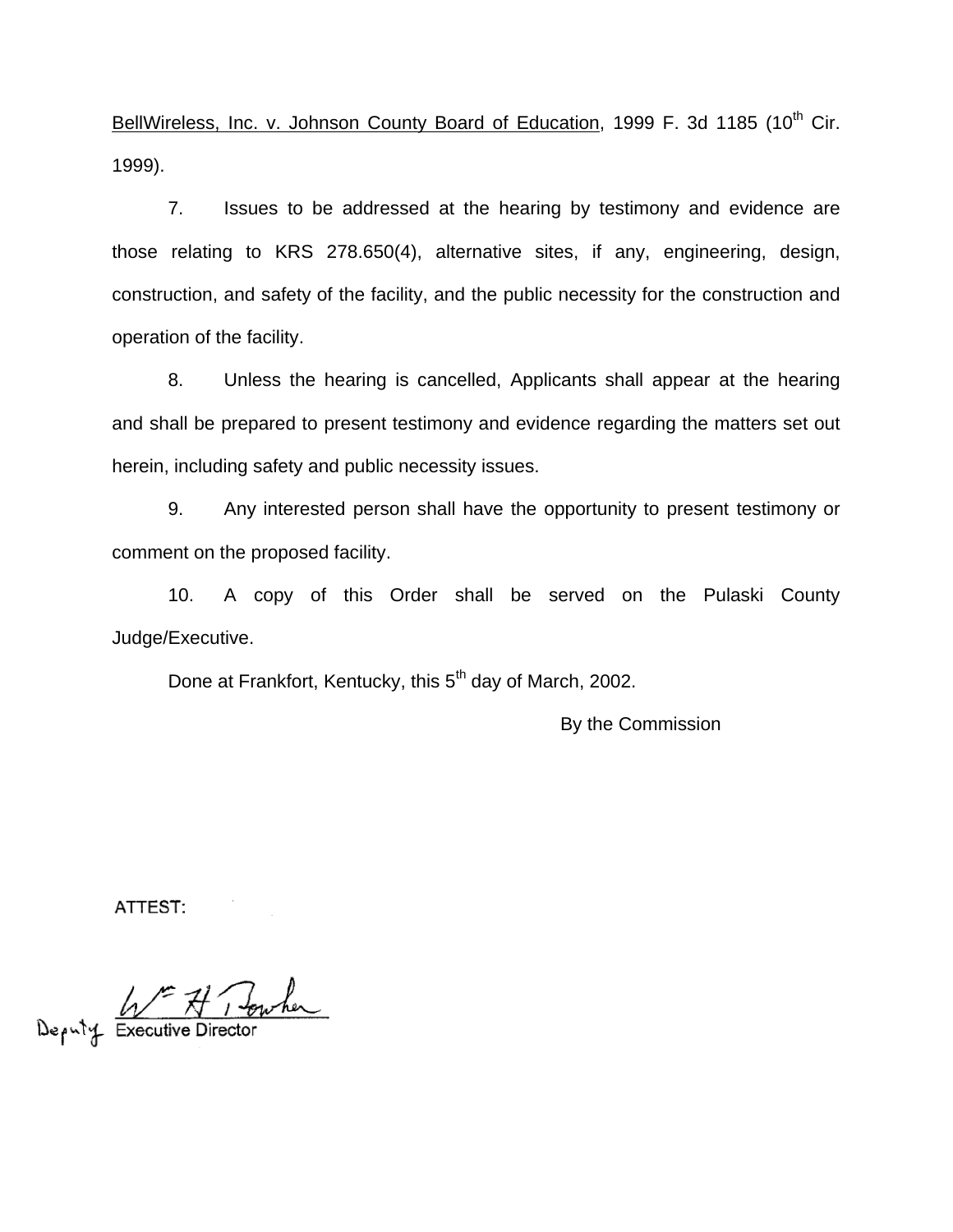BellWireless, Inc. v. Johnson County Board of Education, 1999 F. 3d 1185 (10th Cir. 1999).

7. Issues to be addressed at the hearing by testimony and evidence are those relating to KRS 278.650(4), alternative sites, if any, engineering, design, construction, and safety of the facility, and the public necessity for the construction and operation of the facility.

8. Unless the hearing is cancelled, Applicants shall appear at the hearing and shall be prepared to present testimony and evidence regarding the matters set out herein, including safety and public necessity issues.

9. Any interested person shall have the opportunity to present testimony or comment on the proposed facility.

10. A copy of this Order shall be served on the Pulaski County Judge/Executive.

Done at Frankfort, Kentucky, this 5th day of March, 2002.

By the Commission

ATTEST:

Deputy Executive Director